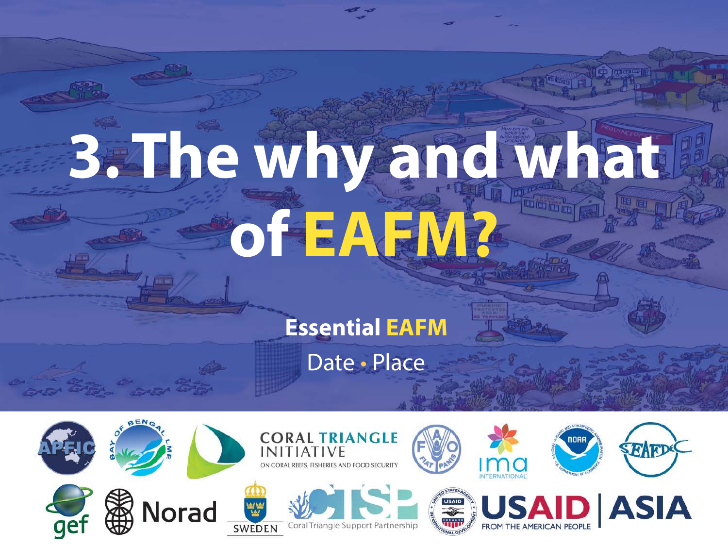# 3. The why and what of EAFM?

**Essential EAFM**

Date • Place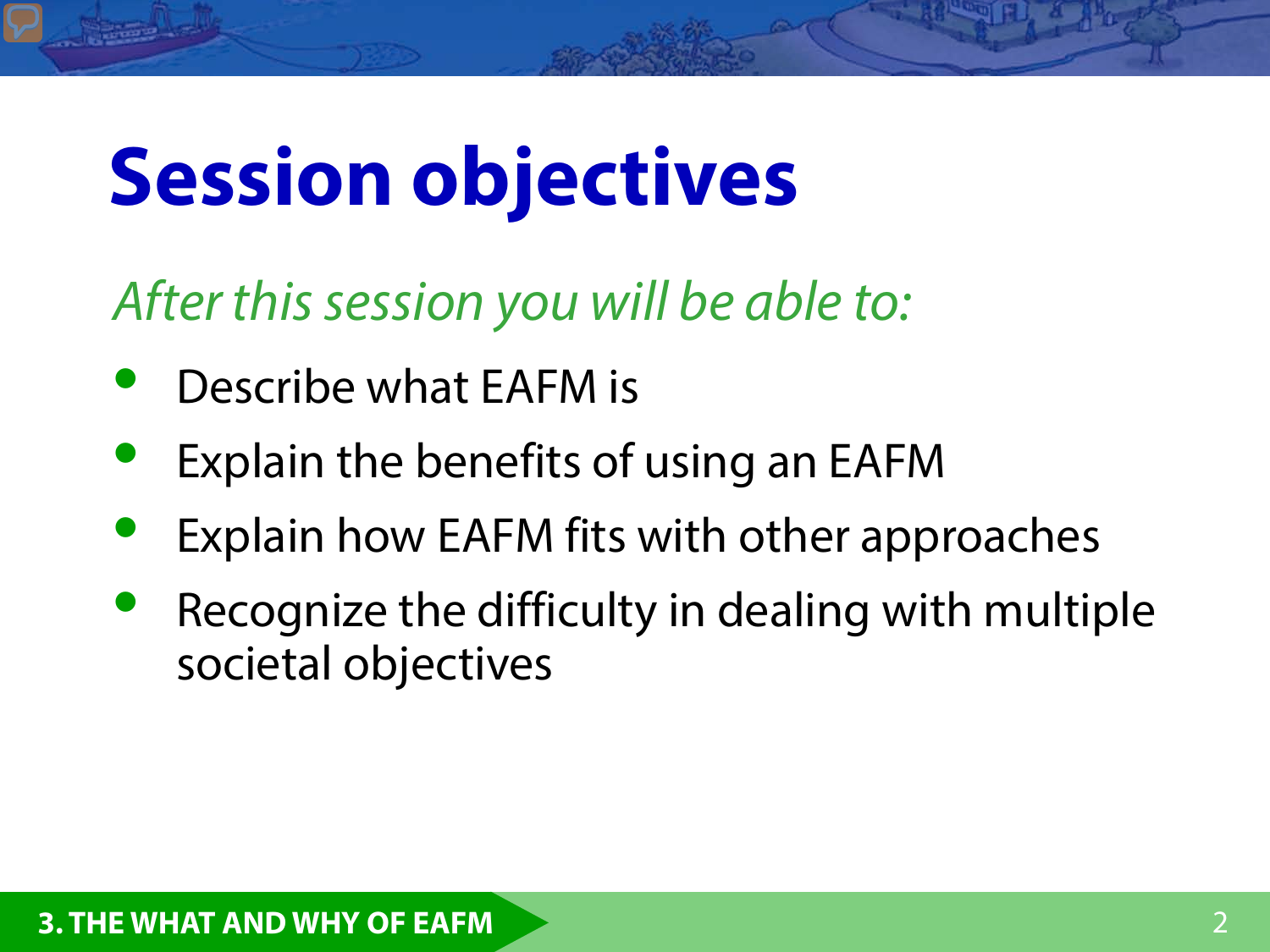# Session objectives

*After this session you will be able to:*

- Describe what EAFM is
- Explain the benefits of using an EAFM
- Explain how EAFM fits with other approaches
- Recognize the difficulty in dealing with multiple societal objectives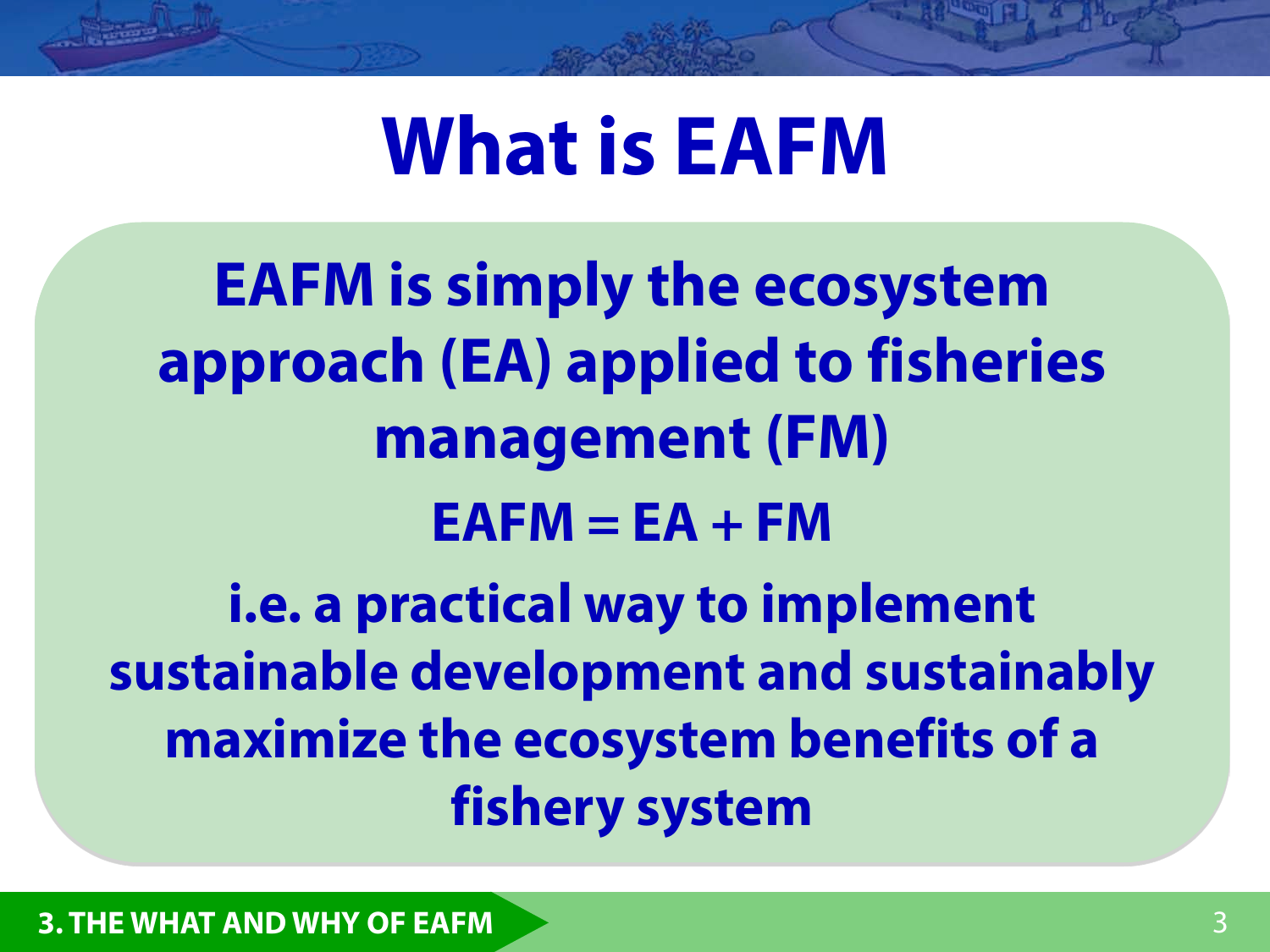# What is EAFM

**EAFM is simply the ecosystem approach (EA) applied to fisheries management (FM)**

**EAFM = EA + FM**

**i.e. a practical way to implement sustainable development and sustainably maximize the ecosystem benefits of a fishery system**

**3. THE WHAT AND WHY OF EAFM**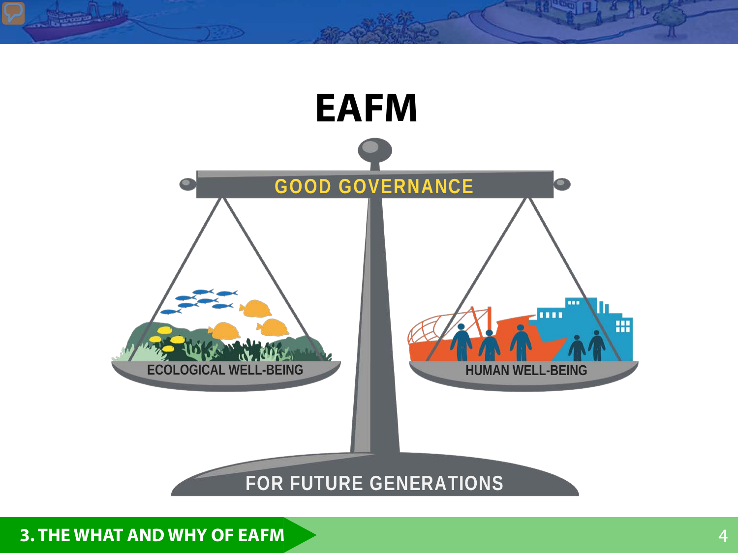# EAFM

GOOD GOVERNANCE

ECOLOGICAL WELL-BEING

HUMAN WELL-BEING

FOR FUTURE GENERATIONS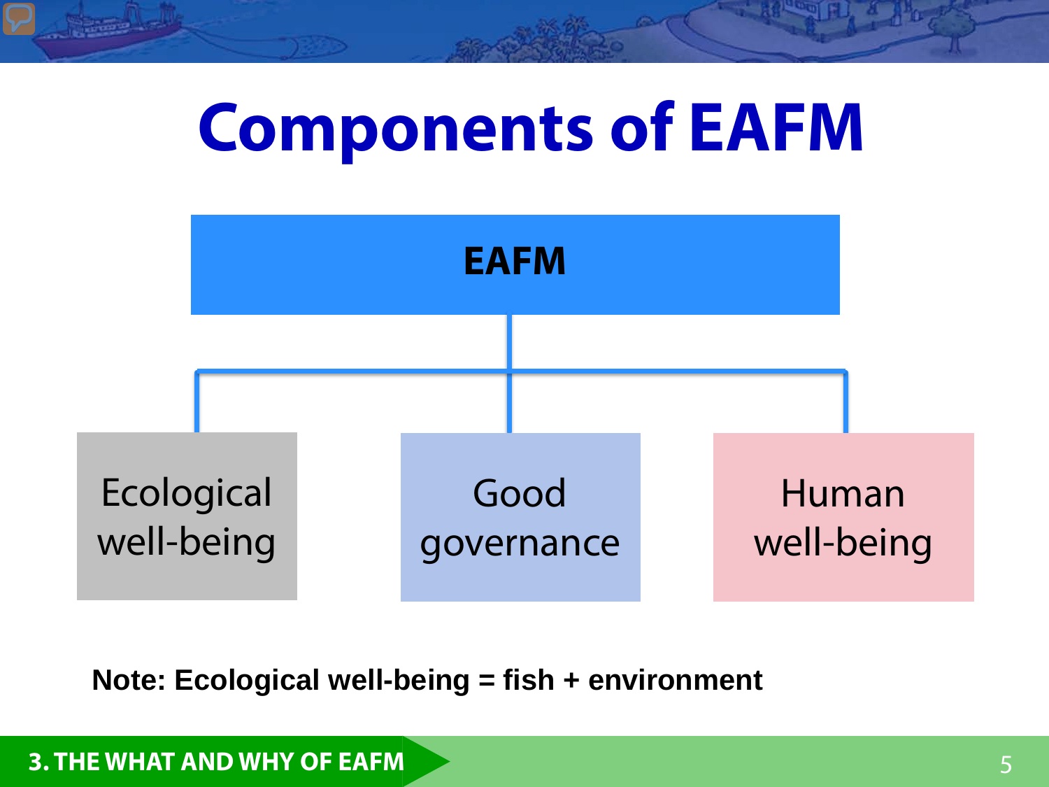# Components of EAFM

**EAFM**

- Ecological well-being
- Good governance
- Human well-being

**Note: Ecological well-being = fish + environment**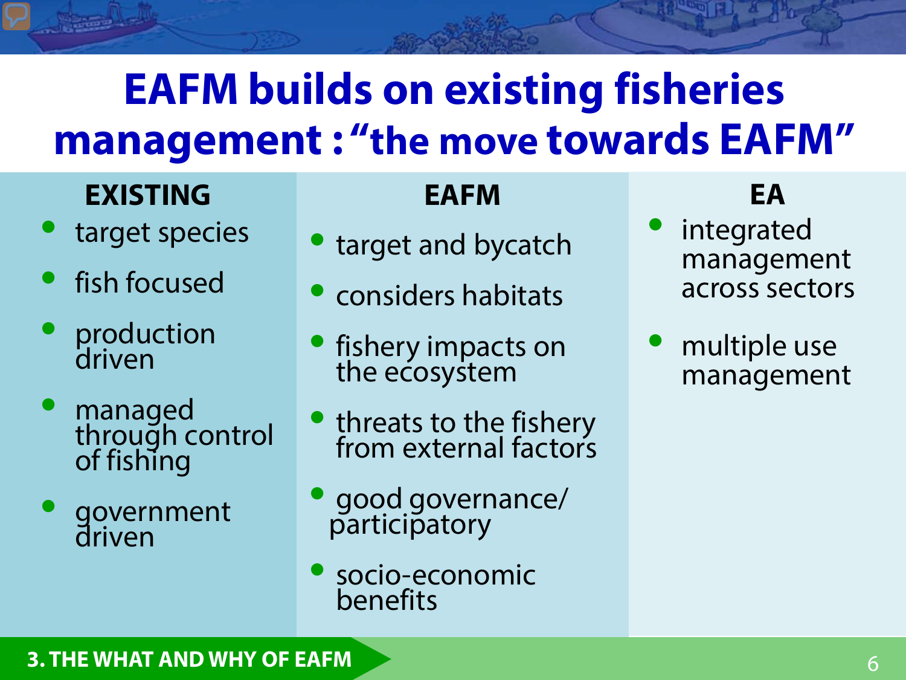# EAFM builds on existing fisheries management : "the move towards EAFM"

### EXISTING

- target species
- fish focused
- production driven
- managed through control of fishing
- government driven

### EAFM

- target and bycatch
- considers habitats
- fishery impacts on the ecosystem
- threats to the fishery from external factors
- good governance/ participatory
- socio-economic benefits

### EA

- integrated management across sectors
- multiple use management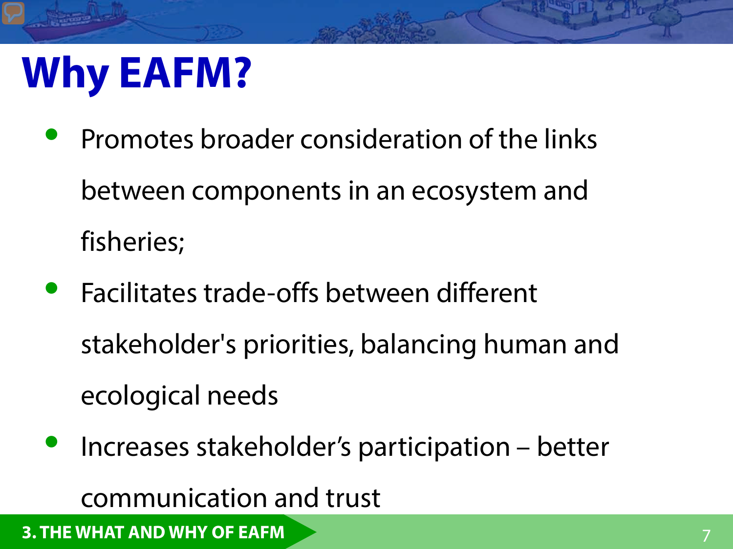# Why EAFM?

- Promotes broader consideration of the links between components in an ecosystem and fisheries;
- Facilitates trade-offs between different stakeholder's priorities, balancing human and ecological needs
- Increases stakeholder's participation – better communication and trust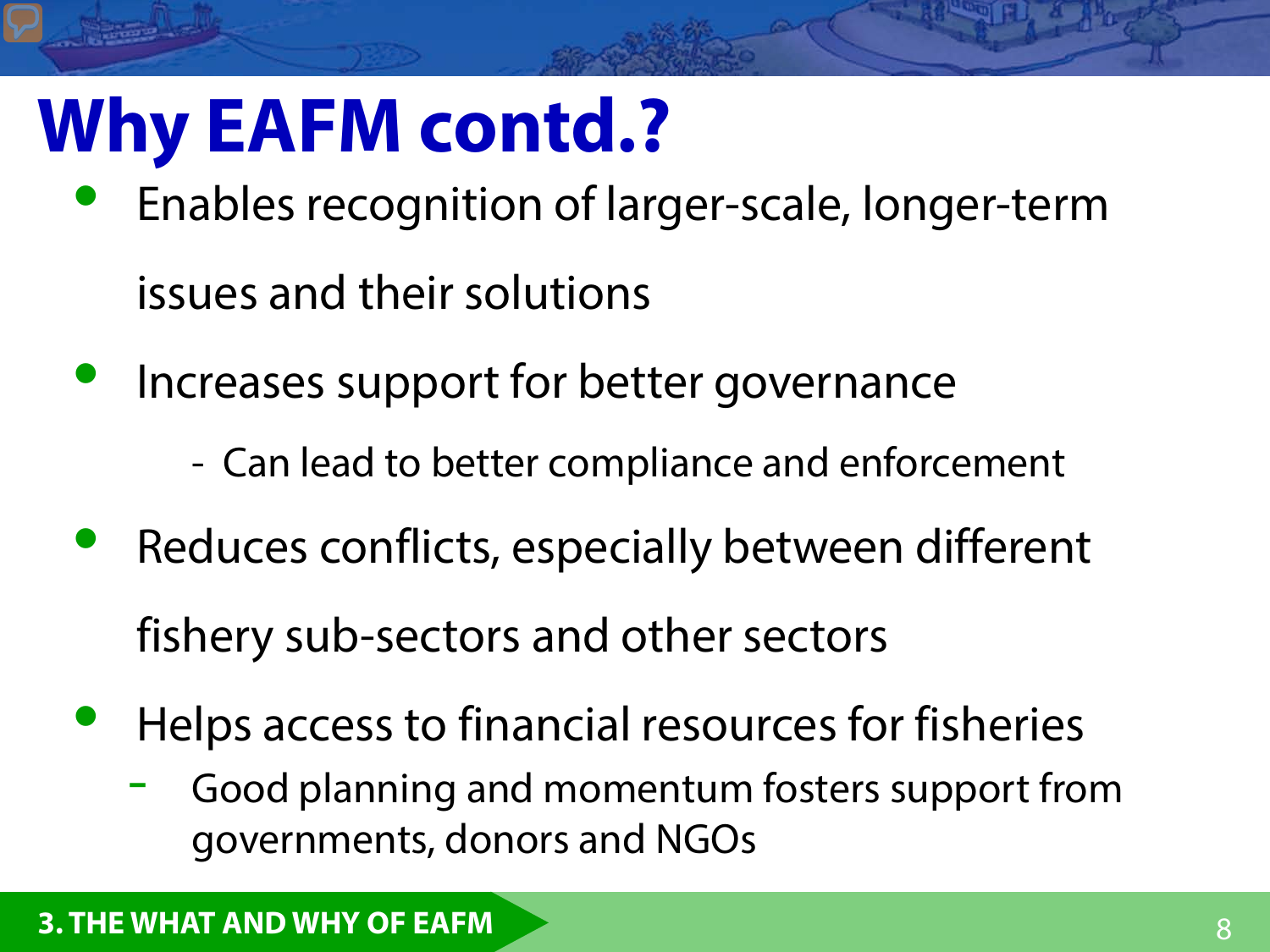# Why EAFM contd.?

- Enables recognition of larger-scale, longer-term issues and their solutions
- Increases support for better governance
  - Can lead to better compliance and enforcement
- Reduces conflicts, especially between different fishery sub-sectors and other sectors
- Helps access to financial resources for fisheries
  - Good planning and momentum fosters support from governments, donors and NGOs

3. THE WHAT AND WHY OF EAFM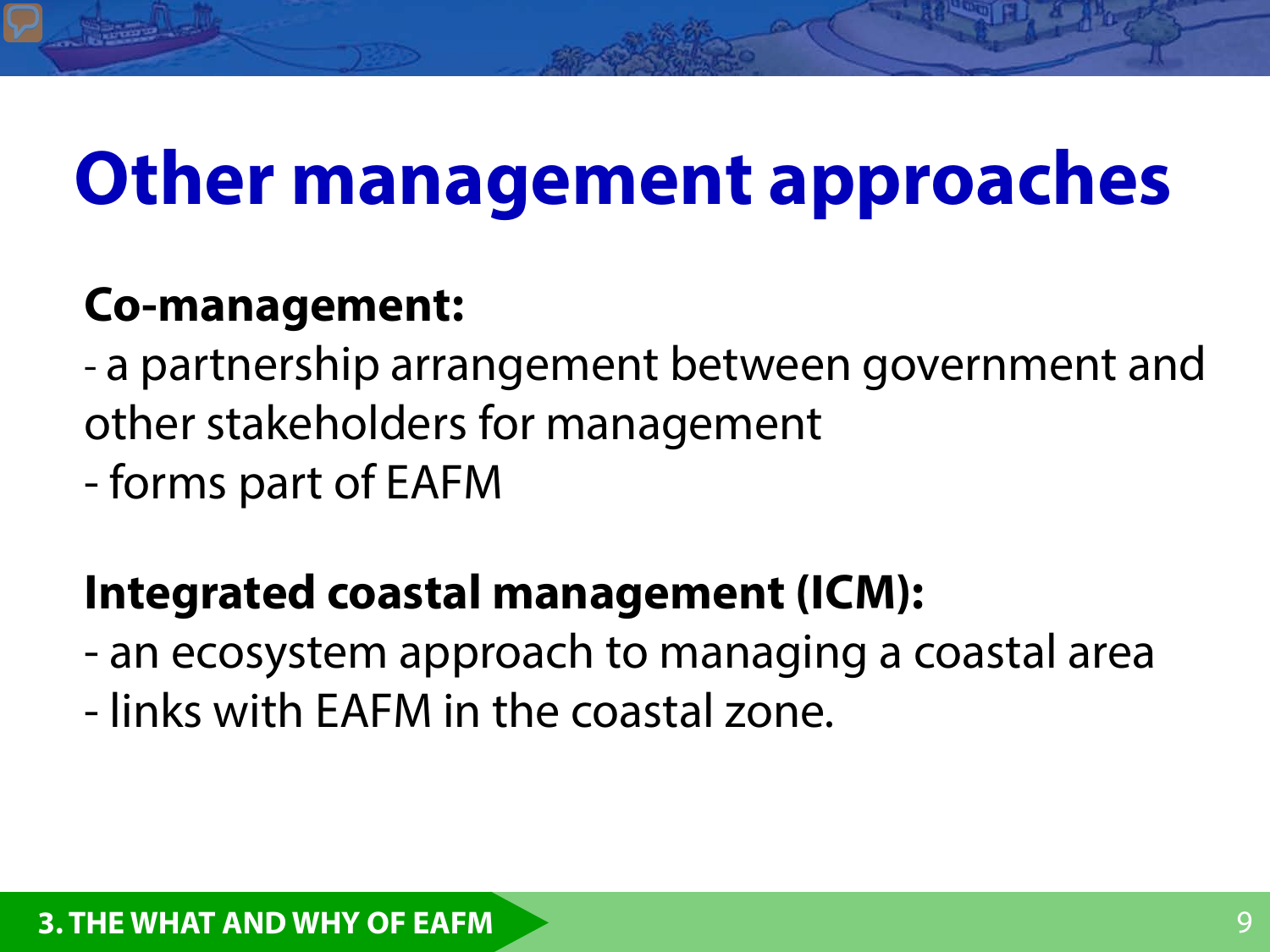# Other management approaches

**Co-management:**

- a partnership arrangement between government and other stakeholders for management
- forms part of EAFM

**Integrated coastal management (ICM):**

- an ecosystem approach to managing a coastal area
- links with EAFM in the coastal zone.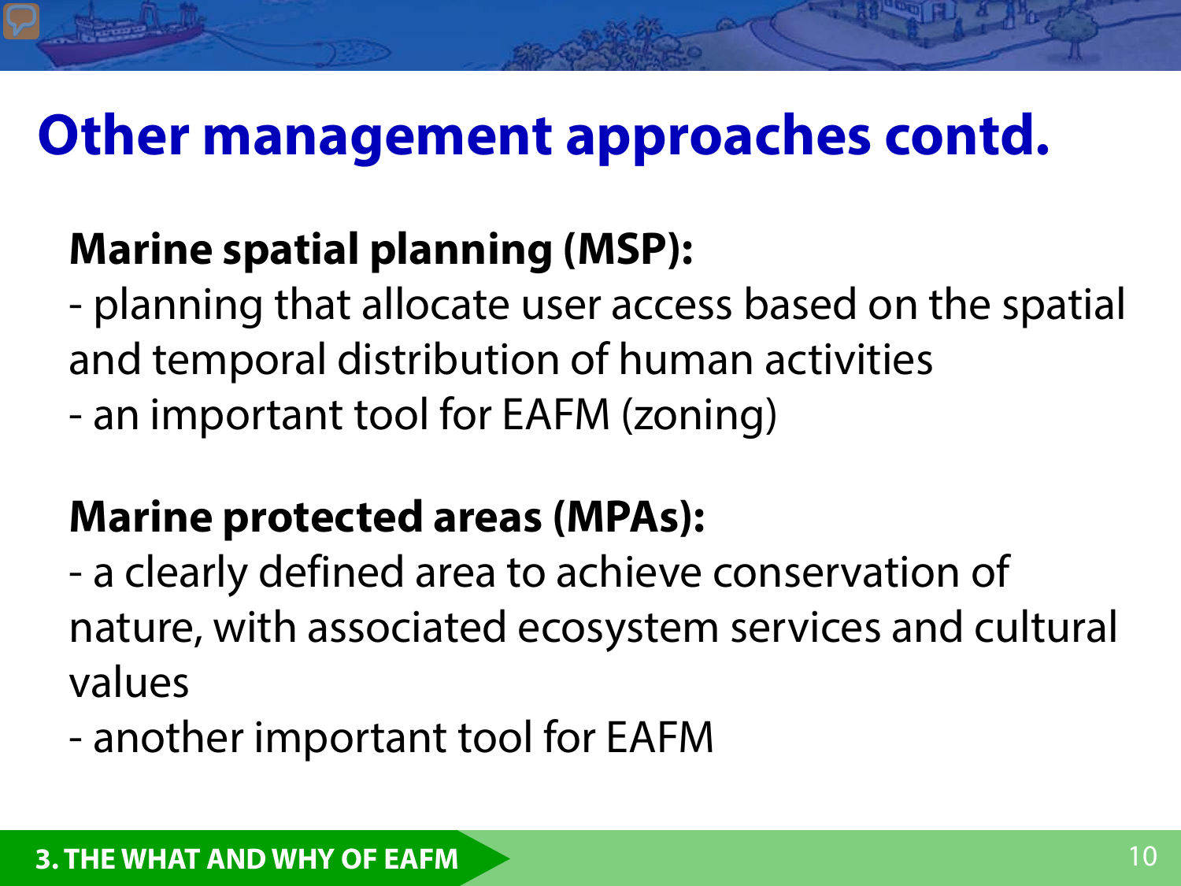# Other management approaches contd.

**Marine spatial planning (MSP):**

- planning that allocate user access based on the spatial and temporal distribution of human activities
- an important tool for EAFM (zoning)

**Marine protected areas (MPAs):**

- a clearly defined area to achieve conservation of nature, with associated ecosystem services and cultural values
- another important tool for EAFM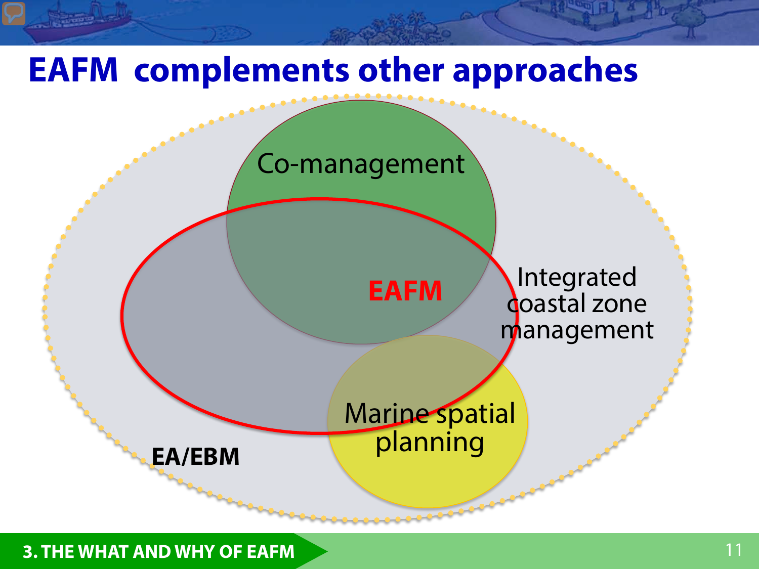# EAFM complements other approaches

Co-management

**EAFM**

Integrated coastal zone management

Marine spatial planning

**EA/EBM**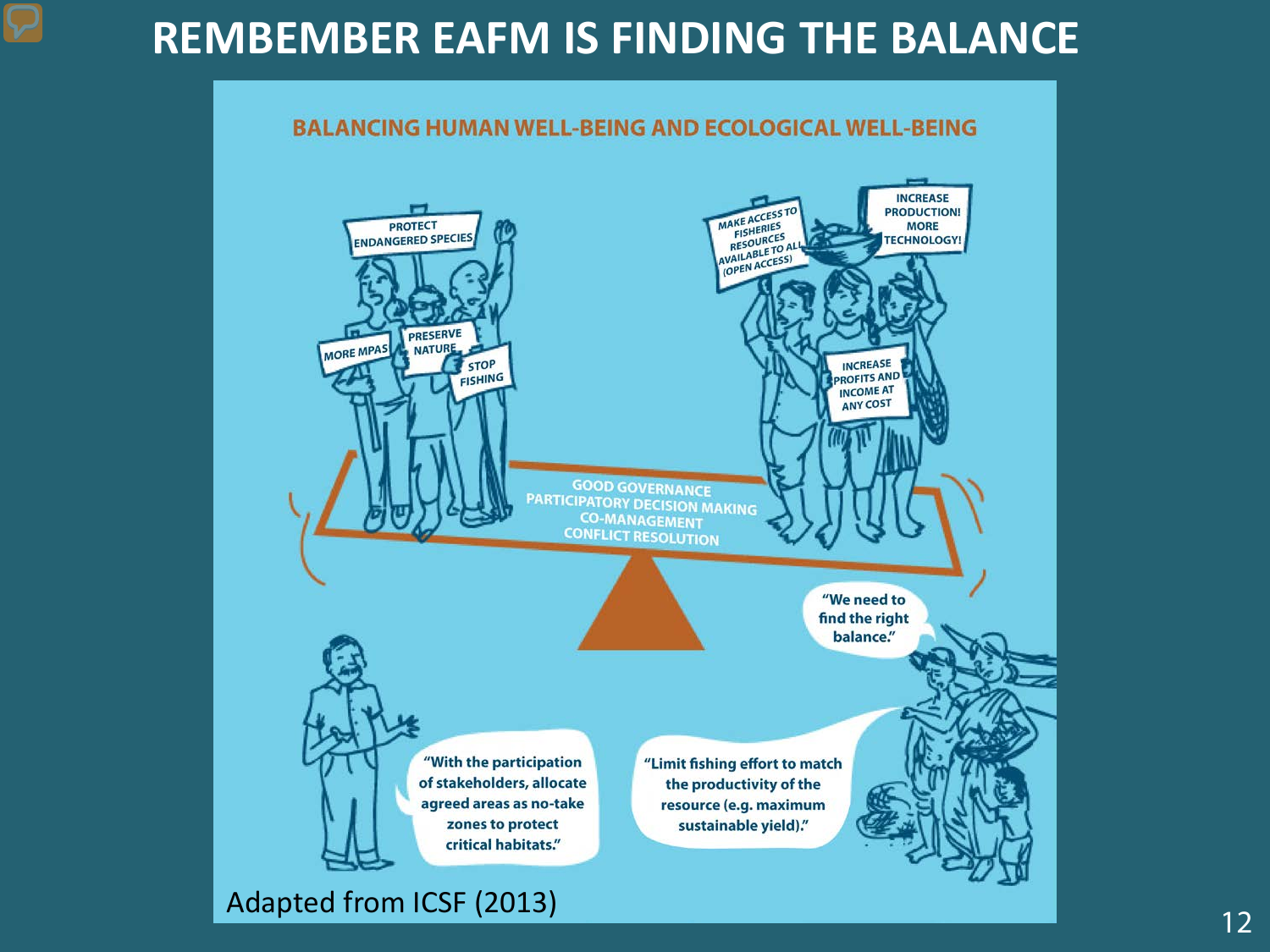# REMBEMBER EAFM IS FINDING THE BALANCE

BALANCING HUMAN WELL-BEING AND ECOLOGICAL WELL-BEING

PROTECT ENDANGERED SPECIES

MORE MPAS

PRESERVE NATURE

STOP FISHING

MAKE ACCESS TO FISHERIES RESOURCES AVAILABLE TO ALL (OPEN ACCESS)

INCREASE PRODUCTION! MORE TECHNOLOGY!

INCREASE PROFITS AND INCOME AT ANY COST

GOOD GOVERNANCE
PARTICIPATORY DECISION MAKING
CO-MANAGEMENT
CONFLICT RESOLUTION

"We need to find the right balance."

"With the participation of stakeholders, allocate agreed areas as no-take zones to protect critical habitats."

"Limit fishing effort to match the productivity of the resource (e.g. maximum sustainable yield)."

Adapted from ICSF (2013)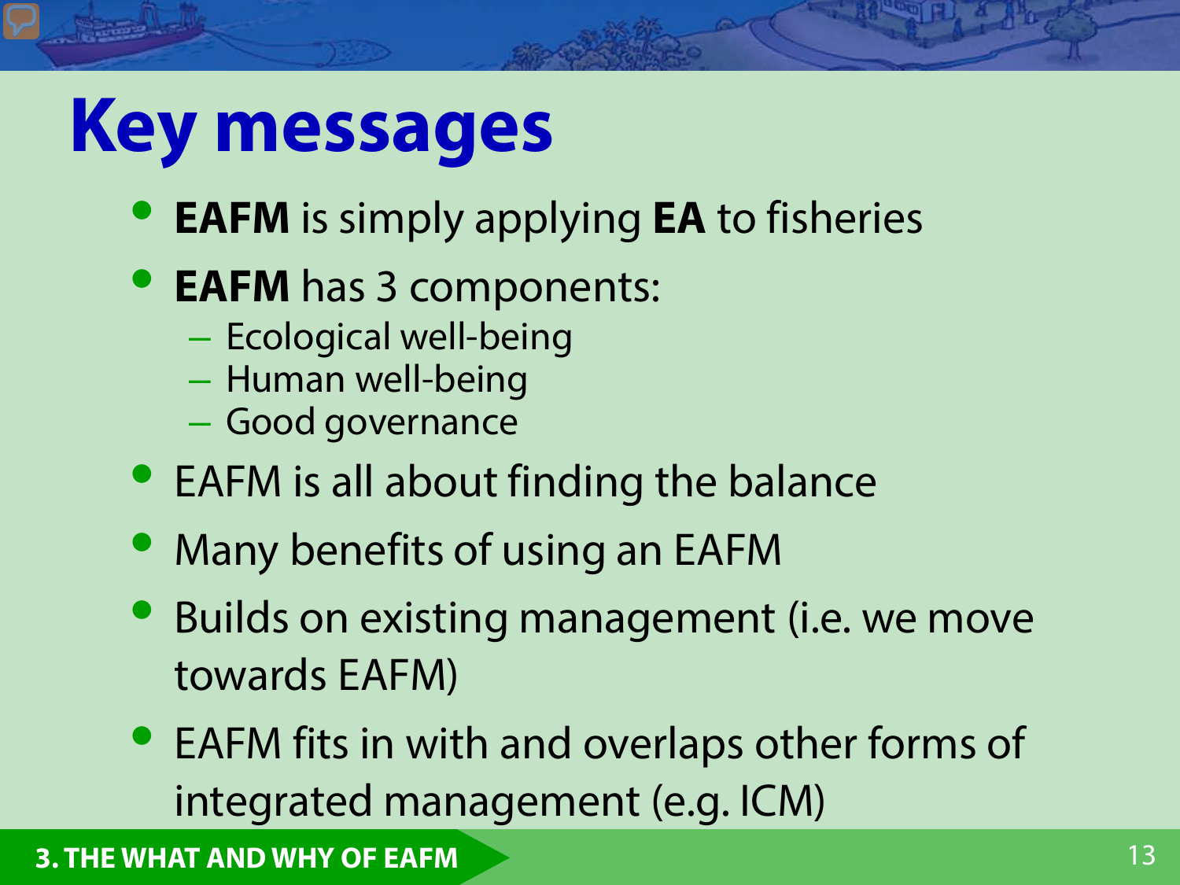# Key messages

- **EAFM** is simply applying **EA** to fisheries
- **EAFM** has 3 components:
  - Ecological well-being
  - Human well-being
  - Good governance
- EAFM is all about finding the balance
- Many benefits of using an EAFM
- Builds on existing management (i.e. we move towards EAFM)
- EAFM fits in with and overlaps other forms of integrated management (e.g. ICM)